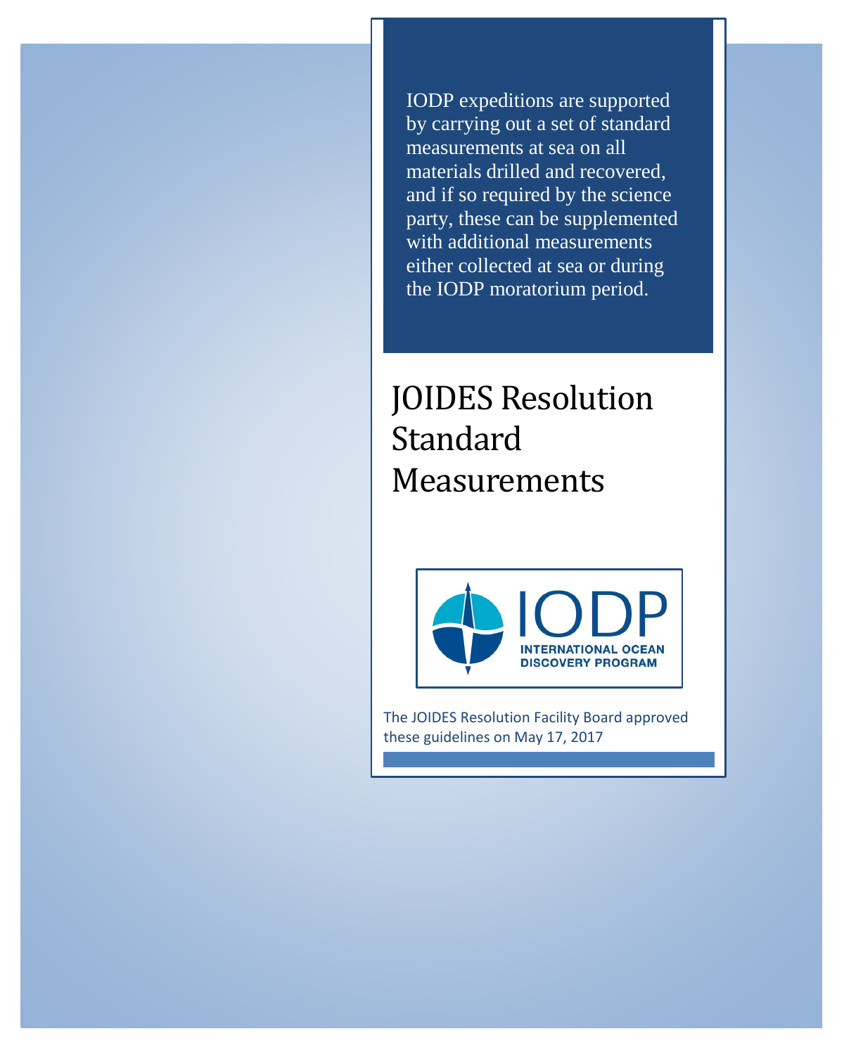IODP expeditions are supported by carrying out a set of standard measurements at sea on all materials drilled and recovered, and if so required by the science party, these can be supplemented with additional measurements either collected at sea or during the IODP moratorium period.

# JOIDES Resolution Standard Measurements

IODP
INTERNATIONAL OCEAN DISCOVERY PROGRAM

The JOIDES Resolution Facility Board approved these guidelines on May 17, 2017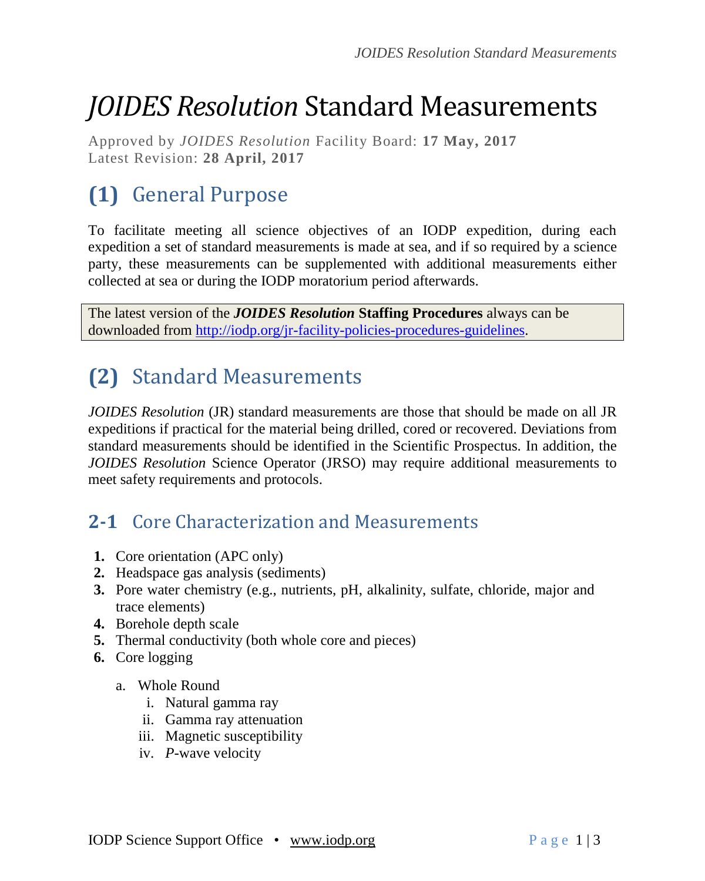# *JOIDES Resolution* Standard Measurements

Approved by *JOIDES Resolution* Facility Board: **17 May, 2017**
Latest Revision: **28 April, 2017**

## (1) General Purpose

To facilitate meeting all science objectives of an IODP expedition, during each expedition a set of standard measurements is made at sea, and if so required by a science party, these measurements can be supplemented with additional measurements either collected at sea or during the IODP moratorium period afterwards.

> The latest version of the ***JOIDES Resolution*** **Staffing Procedures** always can be downloaded from [http://iodp.org/jr-facility-policies-procedures-guidelines](http://iodp.org/jr-facility-policies-procedures-guidelines).

## (2) Standard Measurements

*JOIDES Resolution* (JR) standard measurements are those that should be made on all JR expeditions if practical for the material being drilled, cored or recovered. Deviations from standard measurements should be identified in the Scientific Prospectus. In addition, the *JOIDES Resolution* Science Operator (JRSO) may require additional measurements to meet safety requirements and protocols.

### 2-1 Core Characterization and Measurements

1. Core orientation (APC only)
2. Headspace gas analysis (sediments)
3. Pore water chemistry (e.g., nutrients, pH, alkalinity, sulfate, chloride, major and trace elements)
4. Borehole depth scale
5. Thermal conductivity (both whole core and pieces)
6. Core logging
    a. Whole Round
        i. Natural gamma ray
        ii. Gamma ray attenuation
        iii. Magnetic susceptibility
        iv. *P*-wave velocity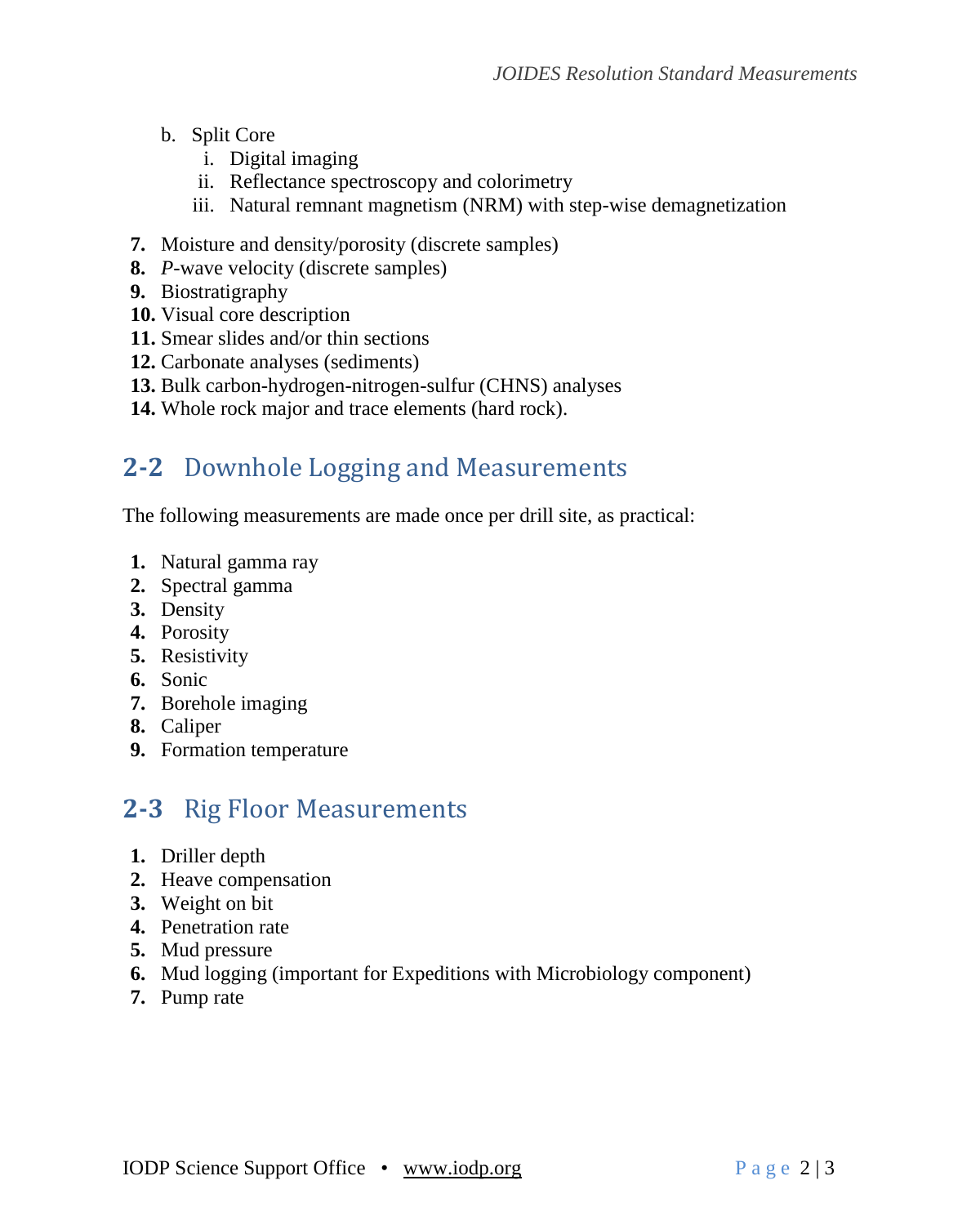b. Split Core
   i. Digital imaging
   ii. Reflectance spectroscopy and colorimetry
   iii. Natural remnant magnetism (NRM) with step-wise demagnetization

7. Moisture and density/porosity (discrete samples)
8. *P*-wave velocity (discrete samples)
9. Biostratigraphy
10. Visual core description
11. Smear slides and/or thin sections
12. Carbonate analyses (sediments)
13. Bulk carbon-hydrogen-nitrogen-sulfur (CHNS) analyses
14. Whole rock major and trace elements (hard rock).

## 2-2 Downhole Logging and Measurements

The following measurements are made once per drill site, as practical:

1. Natural gamma ray
2. Spectral gamma
3. Density
4. Porosity
5. Resistivity
6. Sonic
7. Borehole imaging
8. Caliper
9. Formation temperature

## 2-3 Rig Floor Measurements

1. Driller depth
2. Heave compensation
3. Weight on bit
4. Penetration rate
5. Mud pressure
6. Mud logging (important for Expeditions with Microbiology component)
7. Pump rate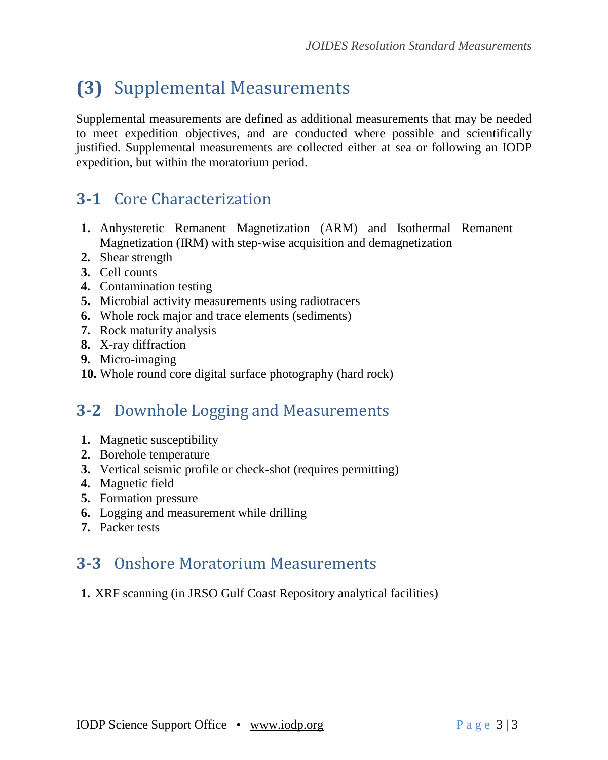# (3) Supplemental Measurements

Supplemental measurements are defined as additional measurements that may be needed to meet expedition objectives, and are conducted where possible and scientifically justified. Supplemental measurements are collected either at sea or following an IODP expedition, but within the moratorium period.

## 3-1 Core Characterization

1. Anhysteretic Remanent Magnetization (ARM) and Isothermal Remanent Magnetization (IRM) with step-wise acquisition and demagnetization
2. Shear strength
3. Cell counts
4. Contamination testing
5. Microbial activity measurements using radiotracers
6. Whole rock major and trace elements (sediments)
7. Rock maturity analysis
8. X-ray diffraction
9. Micro-imaging
10. Whole round core digital surface photography (hard rock)

## 3-2 Downhole Logging and Measurements

1. Magnetic susceptibility
2. Borehole temperature
3. Vertical seismic profile or check-shot (requires permitting)
4. Magnetic field
5. Formation pressure
6. Logging and measurement while drilling
7. Packer tests

## 3-3 Onshore Moratorium Measurements

1. XRF scanning (in JRSO Gulf Coast Repository analytical facilities)